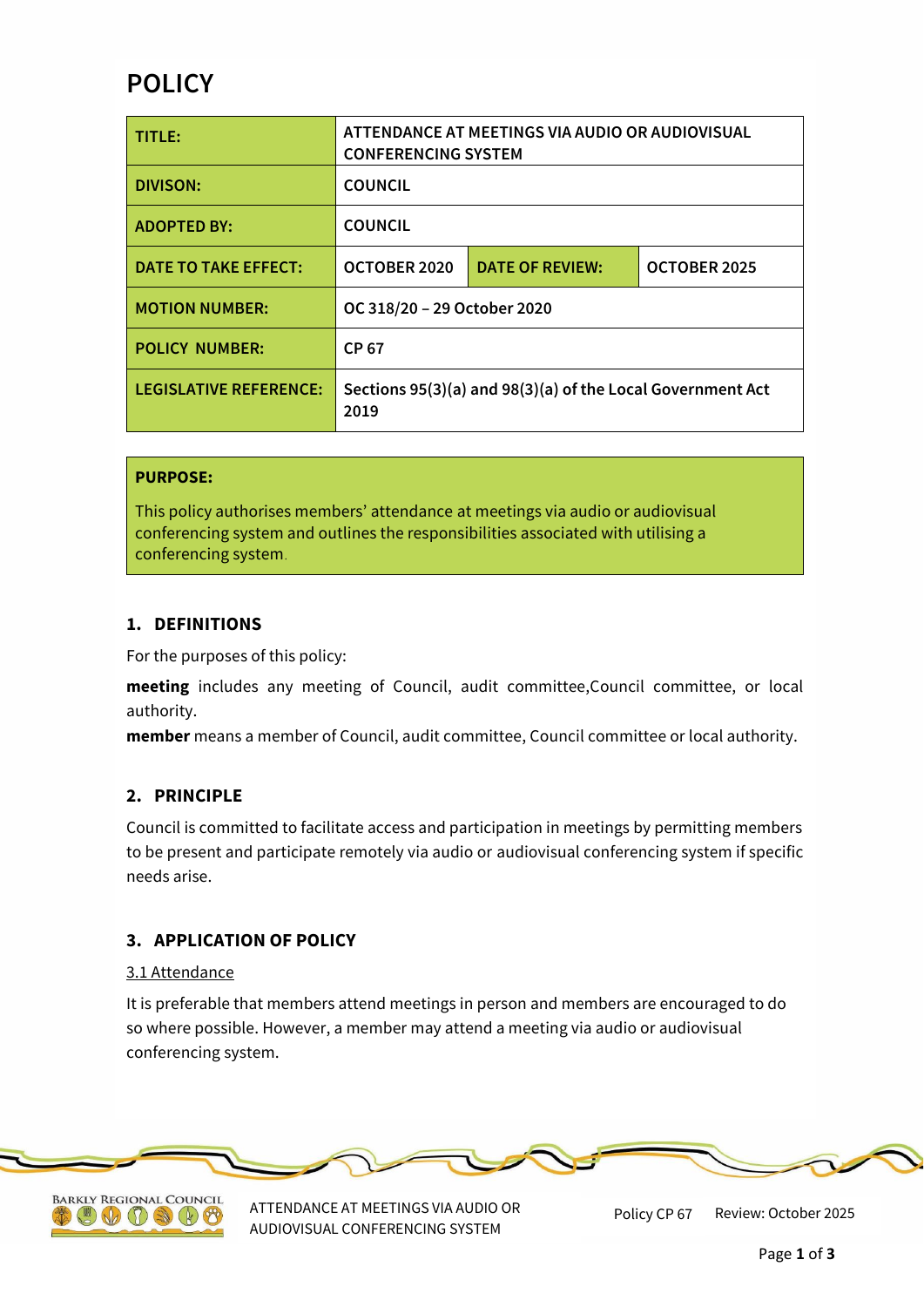# POLICY

| TITLE: | ATTENDANCE AT MEETINGS VIA AUDIO OR AUDIOVISUAL CONFERENCING SYSTEM | | |
|---|---|---|---|
| DIVISON: | COUNCIL | | |
| ADOPTED BY: | COUNCIL | | |
| DATE TO TAKE EFFECT: | OCTOBER 2020 | DATE OF REVIEW: | OCTOBER 2025 |
| MOTION NUMBER: | OC 318/20 – 29 October 2020 | | |
| POLICY NUMBER: | CP 67 | | |
| LEGISLATIVE REFERENCE: | Sections 95(3)(a) and 98(3)(a) of the Local Government Act 2019 | | |

**PURPOSE:**

This policy authorises members' attendance at meetings via audio or audiovisual conferencing system and outlines the responsibilities associated with utilising a conferencing system.

## 1. DEFINITIONS

For the purposes of this policy:

**meeting** includes any meeting of Council, audit committee,Council committee, or local authority.

**member** means a member of Council, audit committee, Council committee or local authority.

## 2. PRINCIPLE

Council is committed to facilitate access and participation in meetings by permitting members to be present and participate remotely via audio or audiovisual conferencing system if specific needs arise.

## 3. APPLICATION OF POLICY

3.1 Attendance

It is preferable that members attend meetings in person and members are encouraged to do so where possible. However, a member may attend a meeting via audio or audiovisual conferencing system.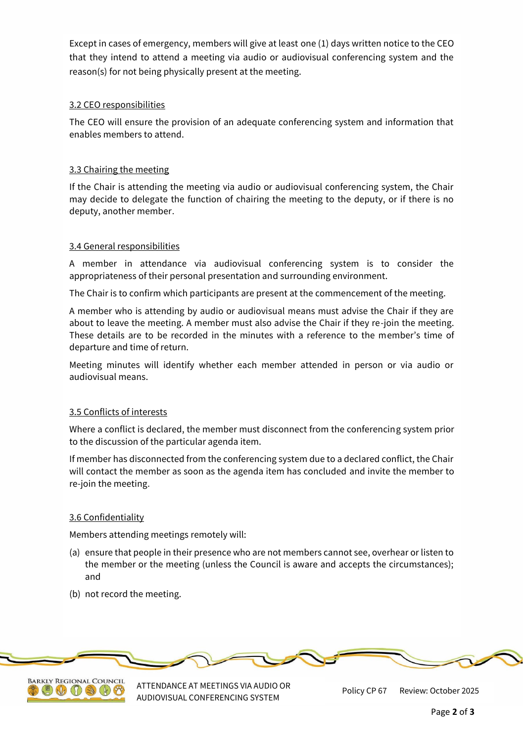Except in cases of emergency, members will give at least one (1) days written notice to the CEO that they intend to attend a meeting via audio or audiovisual conferencing system and the reason(s) for not being physically present at the meeting.

### 3.2 CEO responsibilities

The CEO will ensure the provision of an adequate conferencing system and information that enables members to attend.

### 3.3 Chairing the meeting

If the Chair is attending the meeting via audio or audiovisual conferencing system, the Chair may decide to delegate the function of chairing the meeting to the deputy, or if there is no deputy, another member.

### 3.4 General responsibilities

A member in attendance via audiovisual conferencing system is to consider the appropriateness of their personal presentation and surrounding environment.

The Chair is to confirm which participants are present at the commencement of the meeting.

A member who is attending by audio or audiovisual means must advise the Chair if they are about to leave the meeting. A member must also advise the Chair if they re-join the meeting. These details are to be recorded in the minutes with a reference to the member's time of departure and time of return.

Meeting minutes will identify whether each member attended in person or via audio or audiovisual means.

### 3.5 Conflicts of interests

Where a conflict is declared, the member must disconnect from the conferencing system prior to the discussion of the particular agenda item.

If member has disconnected from the conferencing system due to a declared conflict, the Chair will contact the member as soon as the agenda item has concluded and invite the member to re-join the meeting.

### 3.6 Confidentiality

Members attending meetings remotely will:

(a) ensure that people in their presence who are not members cannot see, overhear or listen to the member or the meeting (unless the Council is aware and accepts the circumstances); and

(b) not record the meeting.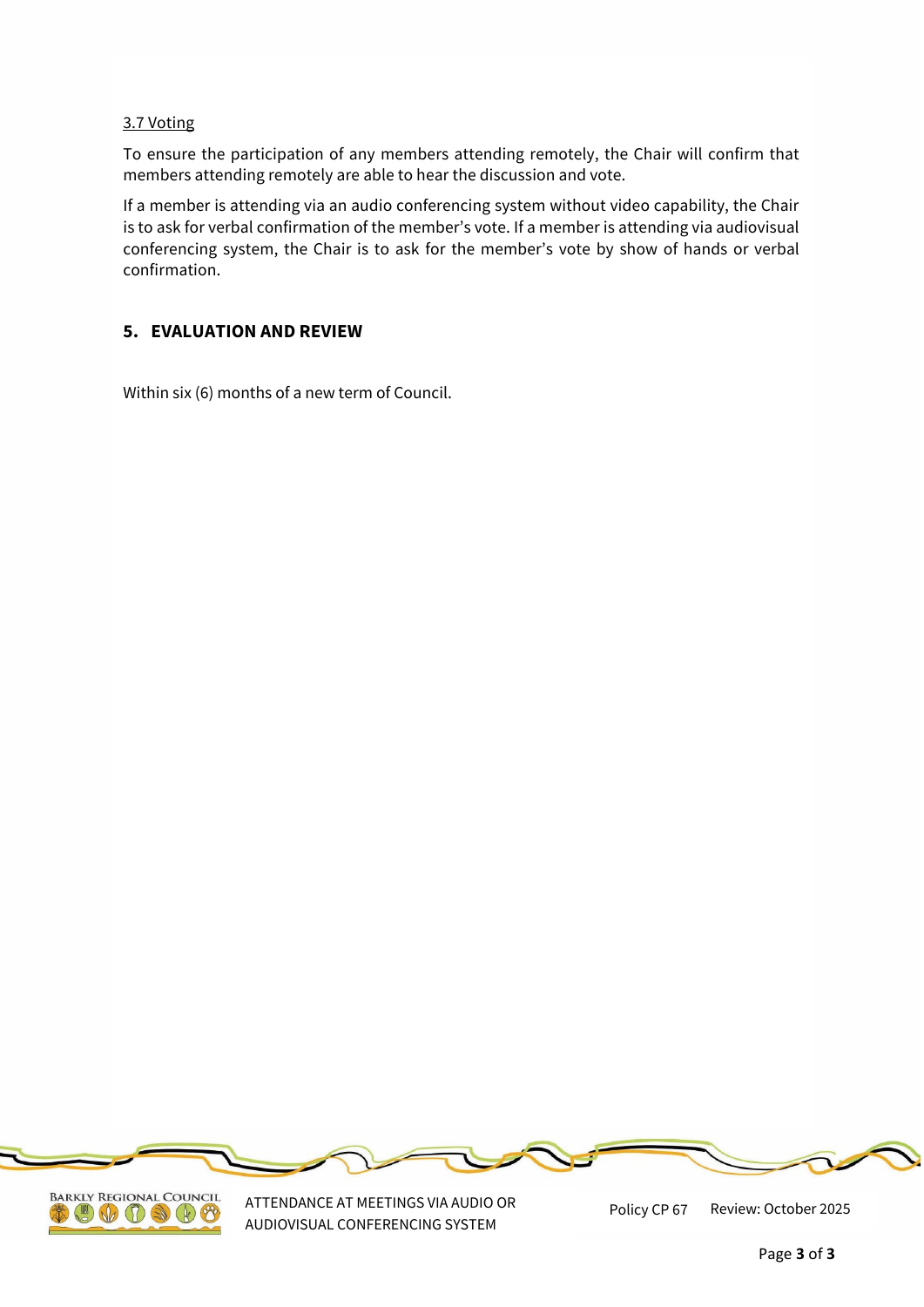3.7 Voting

To ensure the participation of any members attending remotely, the Chair will confirm that members attending remotely are able to hear the discussion and vote.

If a member is attending via an audio conferencing system without video capability, the Chair is to ask for verbal confirmation of the member's vote. If a member is attending via audiovisual conferencing system, the Chair is to ask for the member's vote by show of hands or verbal confirmation.

## 5. EVALUATION AND REVIEW

Within six (6) months of a new term of Council.